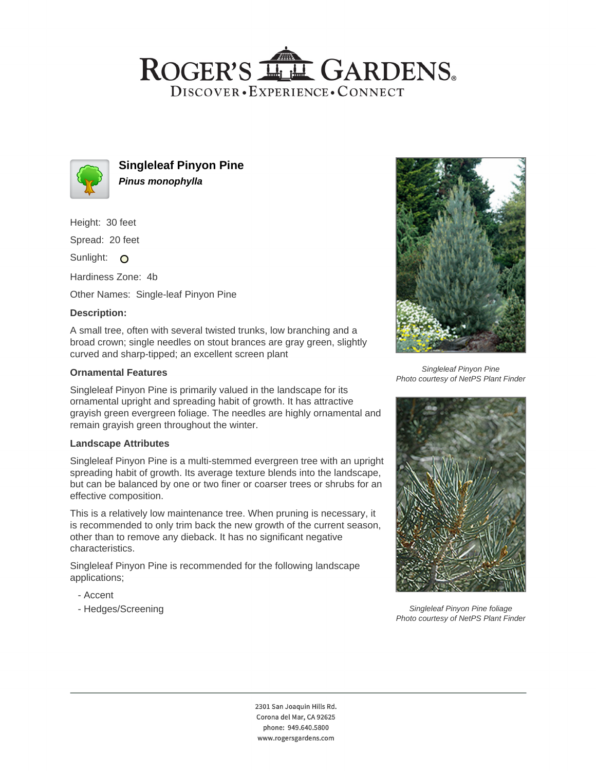# ROGER'S GARDENS

DISCOVER • EXPERIENCE • CONNECT

## Singleleaf Pinyon Pine

***Pinus monophylla***

Height: 30 feet

Spread: 20 feet

Sunlight: O

Hardiness Zone: 4b

Other Names: Single-leaf Pinyon Pine

### Description:

A small tree, often with several twisted trunks, low branching and a broad crown; single needles on stout brances are gray green, slightly curved and sharp-tipped; an excellent screen plant

### Ornamental Features

Singleleaf Pinyon Pine is primarily valued in the landscape for its ornamental upright and spreading habit of growth. It has attractive grayish green evergreen foliage. The needles are highly ornamental and remain grayish green throughout the winter.

### Landscape Attributes

Singleleaf Pinyon Pine is a multi-stemmed evergreen tree with an upright spreading habit of growth. Its average texture blends into the landscape, but can be balanced by one or two finer or coarser trees or shrubs for an effective composition.

This is a relatively low maintenance tree. When pruning is necessary, it is recommended to only trim back the new growth of the current season, other than to remove any dieback. It has no significant negative characteristics.

Singleleaf Pinyon Pine is recommended for the following landscape applications;

- Accent
- Hedges/Screening

*Singleleaf Pinyon Pine*
*Photo courtesy of NetPS Plant Finder*

*Singleleaf Pinyon Pine foliage*
*Photo courtesy of NetPS Plant Finder*

2301 San Joaquin Hills Rd.
Corona del Mar, CA 92625
phone: 949.640.5800
www.rogersgardens.com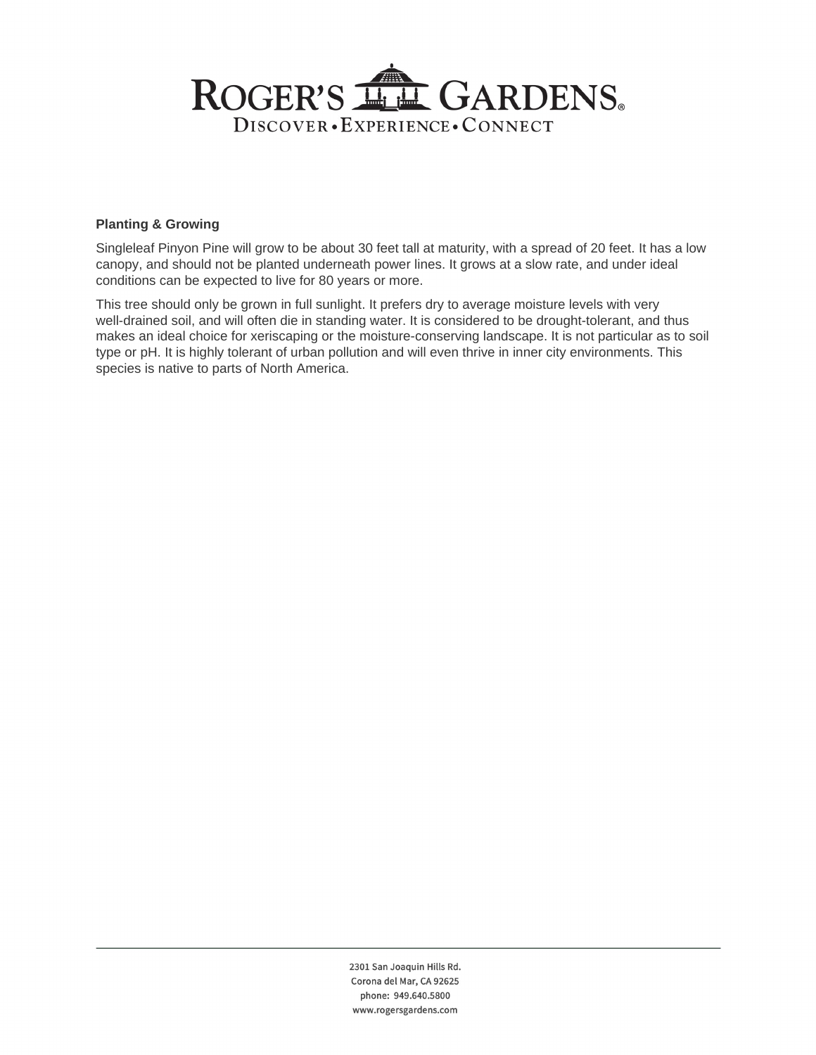**Planting & Growing**

Singleleaf Pinyon Pine will grow to be about 30 feet tall at maturity, with a spread of 20 feet. It has a low canopy, and should not be planted underneath power lines. It grows at a slow rate, and under ideal conditions can be expected to live for 80 years or more.

This tree should only be grown in full sunlight. It prefers dry to average moisture levels with very well-drained soil, and will often die in standing water. It is considered to be drought-tolerant, and thus makes an ideal choice for xeriscaping or the moisture-conserving landscape. It is not particular as to soil type or pH. It is highly tolerant of urban pollution and will even thrive in inner city environments. This species is native to parts of North America.